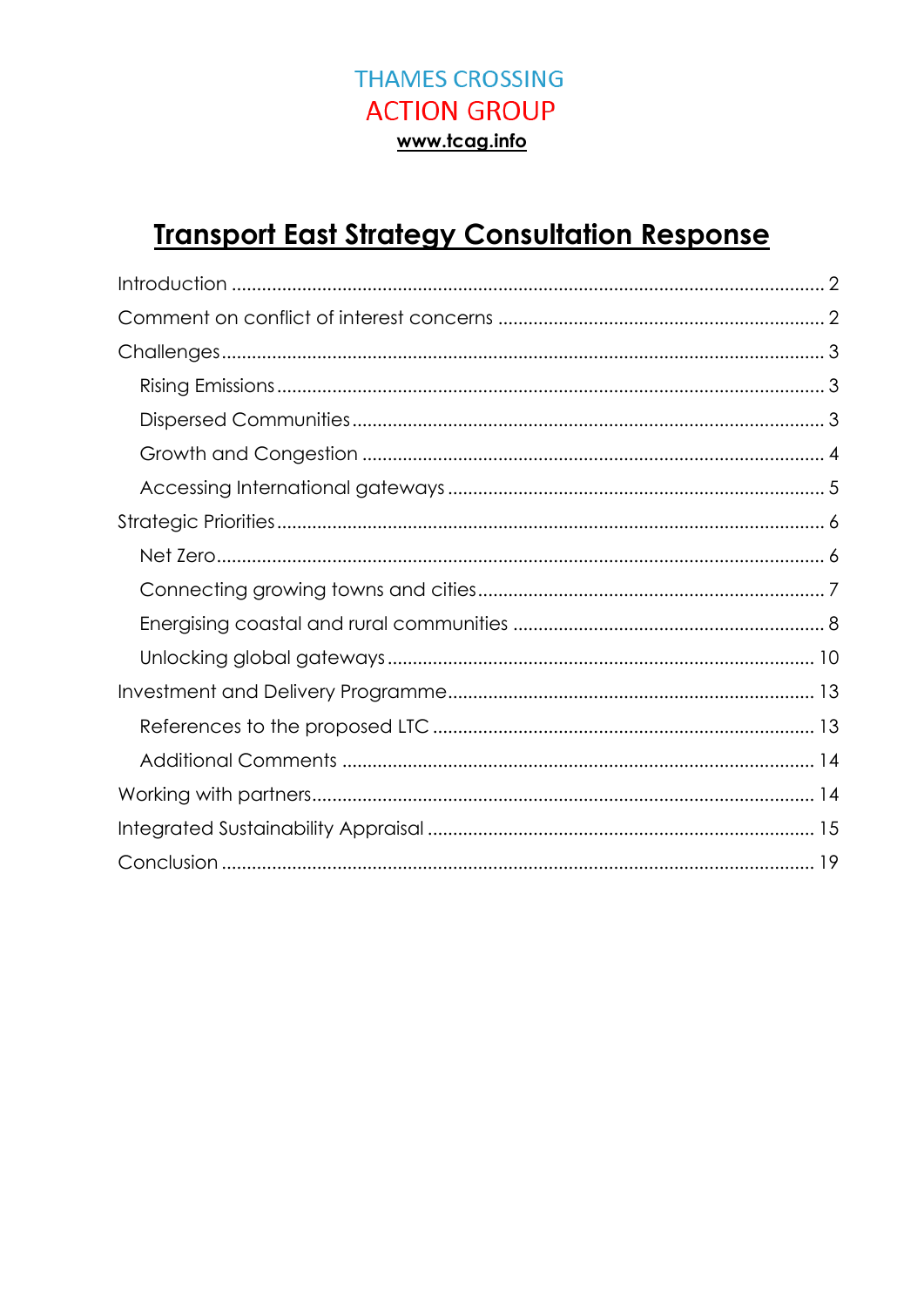THAMES CROSSING
ACTION GROUP
**www.tcag.info**

# Transport East Strategy Consultation Response

- Introduction ..... 2
- Comment on conflict of interest concerns ..... 2
- Challenges ..... 3
  - Rising Emissions ..... 3
  - Dispersed Communities ..... 3
  - Growth and Congestion ..... 4
  - Accessing International gateways ..... 5
- Strategic Priorities ..... 6
  - Net Zero ..... 6
  - Connecting growing towns and cities ..... 7
  - Energising coastal and rural communities ..... 8
  - Unlocking global gateways ..... 10
- Investment and Delivery Programme ..... 13
  - References to the proposed LTC ..... 13
  - Additional Comments ..... 14
- Working with partners ..... 14
- Integrated Sustainability Appraisal ..... 15
- Conclusion ..... 19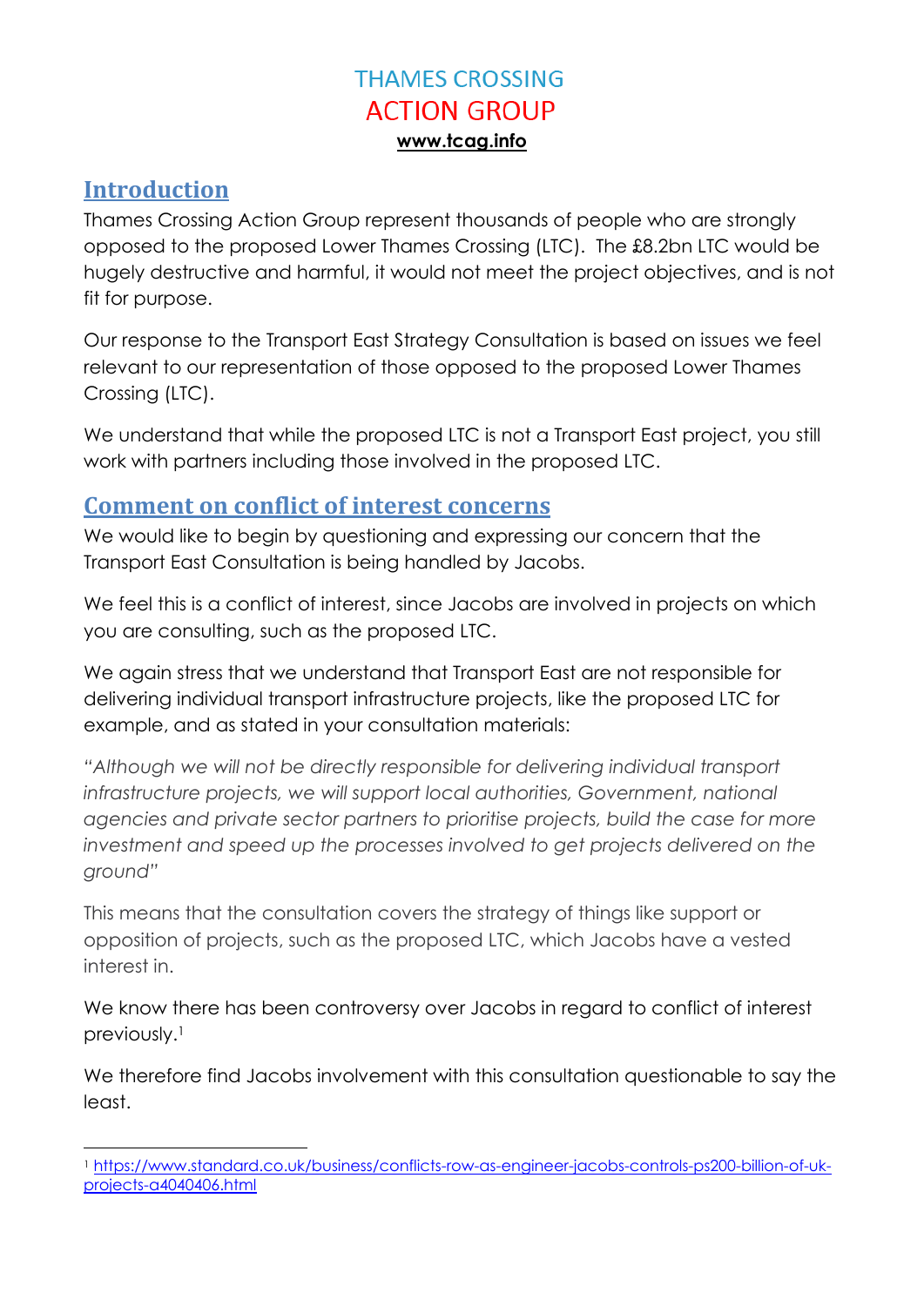# THAMES CROSSING
# ACTION GROUP

**www.tcag.info**

## Introduction

Thames Crossing Action Group represent thousands of people who are strongly opposed to the proposed Lower Thames Crossing (LTC). The £8.2bn LTC would be hugely destructive and harmful, it would not meet the project objectives, and is not fit for purpose.

Our response to the Transport East Strategy Consultation is based on issues we feel relevant to our representation of those opposed to the proposed Lower Thames Crossing (LTC).

We understand that while the proposed LTC is not a Transport East project, you still work with partners including those involved in the proposed LTC.

## Comment on conflict of interest concerns

We would like to begin by questioning and expressing our concern that the Transport East Consultation is being handled by Jacobs.

We feel this is a conflict of interest, since Jacobs are involved in projects on which you are consulting, such as the proposed LTC.

We again stress that we understand that Transport East are not responsible for delivering individual transport infrastructure projects, like the proposed LTC for example, and as stated in your consultation materials:

*"Although we will not be directly responsible for delivering individual transport infrastructure projects, we will support local authorities, Government, national agencies and private sector partners to prioritise projects, build the case for more investment and speed up the processes involved to get projects delivered on the ground"*

This means that the consultation covers the strategy of things like support or opposition of projects, such as the proposed LTC, which Jacobs have a vested interest in.

We know there has been controversy over Jacobs in regard to conflict of interest previously.[1]

We therefore find Jacobs involvement with this consultation questionable to say the least.

[1] https://www.standard.co.uk/business/conflicts-row-as-engineer-jacobs-controls-ps200-billion-of-uk-projects-a4040406.html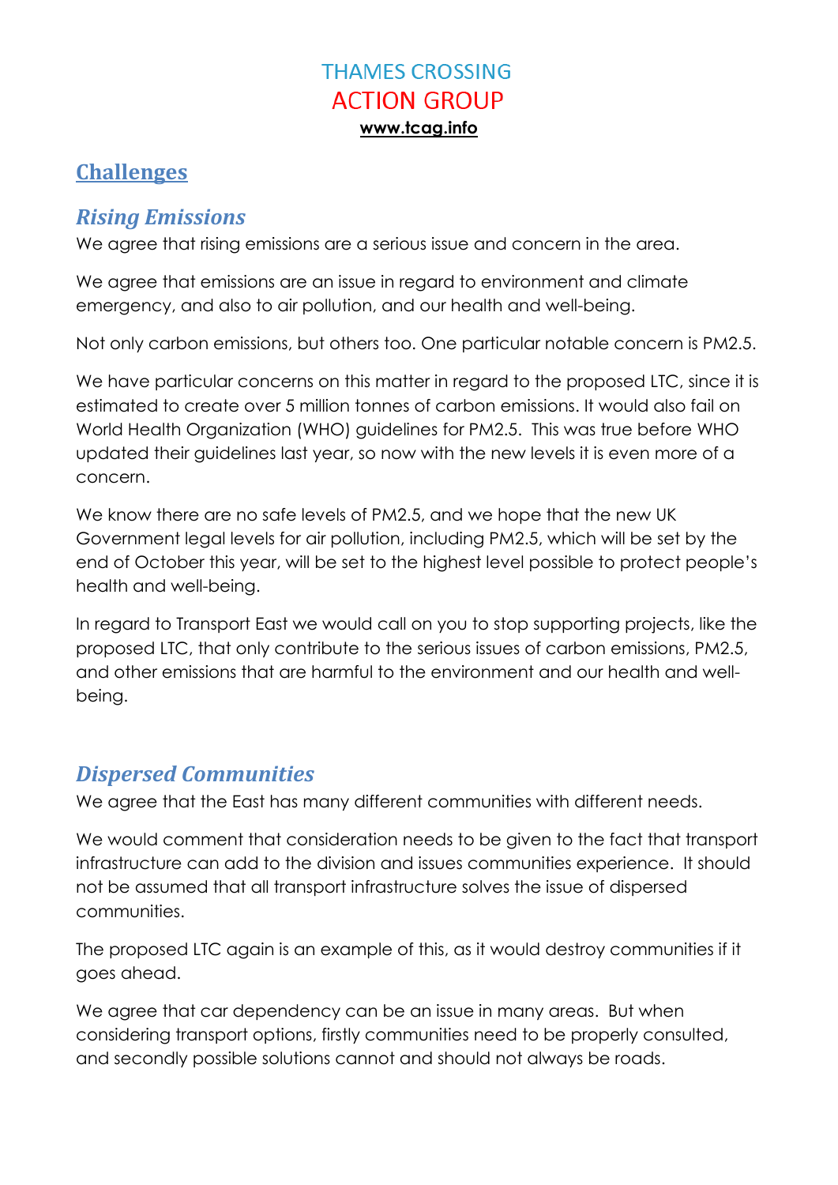THAMES CROSSING
ACTION GROUP
**www.tcag.info**

## Challenges

### *Rising Emissions*

We agree that rising emissions are a serious issue and concern in the area.

We agree that emissions are an issue in regard to environment and climate emergency, and also to air pollution, and our health and well-being.

Not only carbon emissions, but others too. One particular notable concern is PM2.5.

We have particular concerns on this matter in regard to the proposed LTC, since it is estimated to create over 5 million tonnes of carbon emissions. It would also fail on World Health Organization (WHO) guidelines for PM2.5. This was true before WHO updated their guidelines last year, so now with the new levels it is even more of a concern.

We know there are no safe levels of PM2.5, and we hope that the new UK Government legal levels for air pollution, including PM2.5, which will be set by the end of October this year, will be set to the highest level possible to protect people's health and well-being.

In regard to Transport East we would call on you to stop supporting projects, like the proposed LTC, that only contribute to the serious issues of carbon emissions, PM2.5, and other emissions that are harmful to the environment and our health and well-being.

### *Dispersed Communities*

We agree that the East has many different communities with different needs.

We would comment that consideration needs to be given to the fact that transport infrastructure can add to the division and issues communities experience. It should not be assumed that all transport infrastructure solves the issue of dispersed communities.

The proposed LTC again is an example of this, as it would destroy communities if it goes ahead.

We agree that car dependency can be an issue in many areas. But when considering transport options, firstly communities need to be properly consulted, and secondly possible solutions cannot and should not always be roads.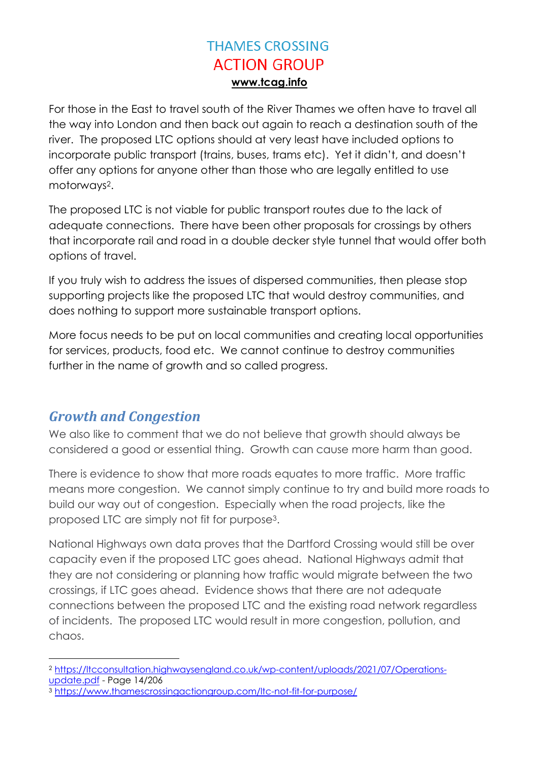THAMES CROSSING
ACTION GROUP
**www.tcag.info**

For those in the East to travel south of the River Thames we often have to travel all the way into London and then back out again to reach a destination south of the river. The proposed LTC options should at very least have included options to incorporate public transport (trains, buses, trams etc). Yet it didn't, and doesn't offer any options for anyone other than those who are legally entitled to use motorways[2].

The proposed LTC is not viable for public transport routes due to the lack of adequate connections. There have been other proposals for crossings by others that incorporate rail and road in a double decker style tunnel that would offer both options of travel.

If you truly wish to address the issues of dispersed communities, then please stop supporting projects like the proposed LTC that would destroy communities, and does nothing to support more sustainable transport options.

More focus needs to be put on local communities and creating local opportunities for services, products, food etc. We cannot continue to destroy communities further in the name of growth and so called progress.

## *Growth and Congestion*

We also like to comment that we do not believe that growth should always be considered a good or essential thing. Growth can cause more harm than good.

There is evidence to show that more roads equates to more traffic. More traffic means more congestion. We cannot simply continue to try and build more roads to build our way out of congestion. Especially when the road projects, like the proposed LTC are simply not fit for purpose[3].

National Highways own data proves that the Dartford Crossing would still be over capacity even if the proposed LTC goes ahead. National Highways admit that they are not considering or planning how traffic would migrate between the two crossings, if LTC goes ahead. Evidence shows that there are not adequate connections between the proposed LTC and the existing road network regardless of incidents. The proposed LTC would result in more congestion, pollution, and chaos.

---

[2] https://ltcconsultation.highwaysengland.co.uk/wp-content/uploads/2021/07/Operations-update.pdf - Page 14/206

[3] https://www.thamescrossingactiongroup.com/ltc-not-fit-for-purpose/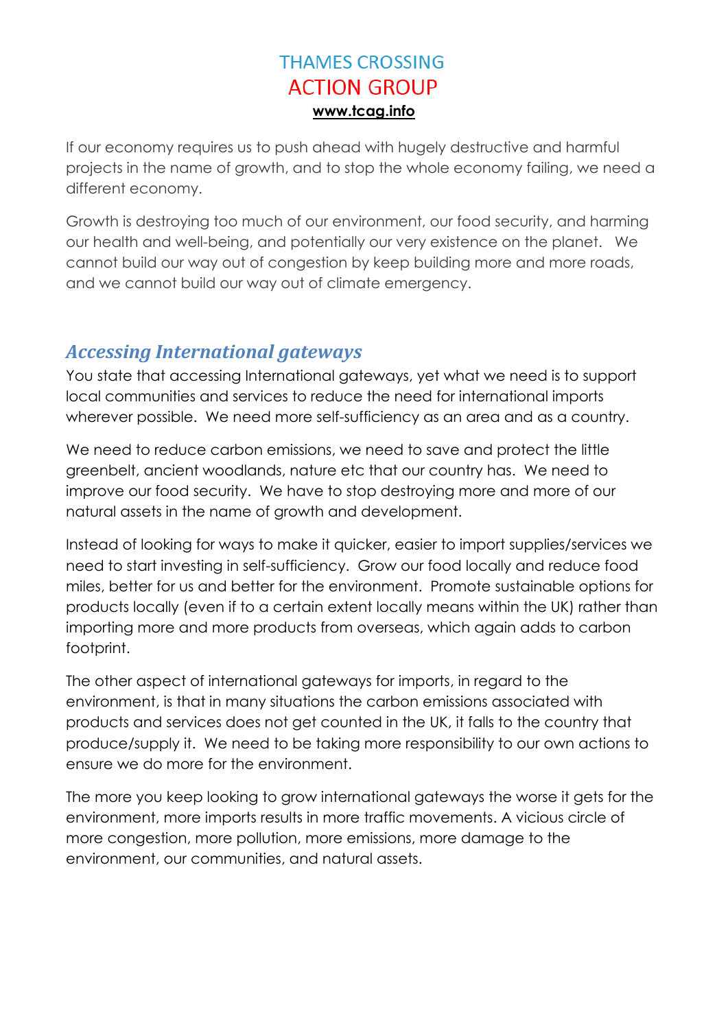If our economy requires us to push ahead with hugely destructive and harmful projects in the name of growth, and to stop the whole economy failing, we need a different economy.

Growth is destroying too much of our environment, our food security, and harming our health and well-being, and potentially our very existence on the planet. We cannot build our way out of congestion by keep building more and more roads, and we cannot build our way out of climate emergency.

## *Accessing International gateways*

You state that accessing International gateways, yet what we need is to support local communities and services to reduce the need for international imports wherever possible. We need more self-sufficiency as an area and as a country.

We need to reduce carbon emissions, we need to save and protect the little greenbelt, ancient woodlands, nature etc that our country has. We need to improve our food security. We have to stop destroying more and more of our natural assets in the name of growth and development.

Instead of looking for ways to make it quicker, easier to import supplies/services we need to start investing in self-sufficiency. Grow our food locally and reduce food miles, better for us and better for the environment. Promote sustainable options for products locally (even if to a certain extent locally means within the UK) rather than importing more and more products from overseas, which again adds to carbon footprint.

The other aspect of international gateways for imports, in regard to the environment, is that in many situations the carbon emissions associated with products and services does not get counted in the UK, it falls to the country that produce/supply it. We need to be taking more responsibility to our own actions to ensure we do more for the environment.

The more you keep looking to grow international gateways the worse it gets for the environment, more imports results in more traffic movements. A vicious circle of more congestion, more pollution, more emissions, more damage to the environment, our communities, and natural assets.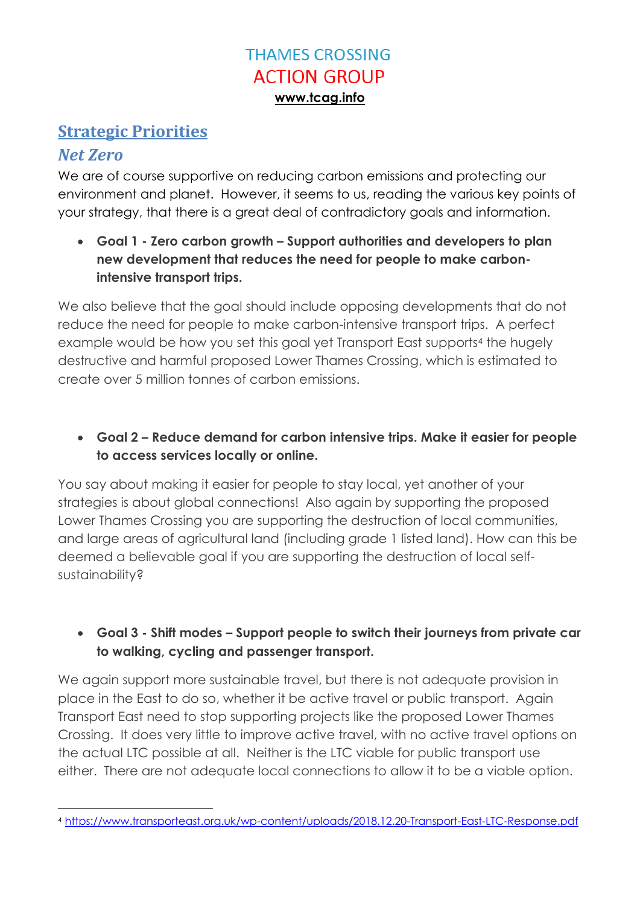# THAMES CROSSING ACTION GROUP

**www.tcag.info**

## Strategic Priorities

### *Net Zero*

We are of course supportive on reducing carbon emissions and protecting our environment and planet. However, it seems to us, reading the various key points of your strategy, that there is a great deal of contradictory goals and information.

- **Goal 1 - Zero carbon growth – Support authorities and developers to plan new development that reduces the need for people to make carbon-intensive transport trips.**

We also believe that the goal should include opposing developments that do not reduce the need for people to make carbon-intensive transport trips. A perfect example would be how you set this goal yet Transport East supports[4] the hugely destructive and harmful proposed Lower Thames Crossing, which is estimated to create over 5 million tonnes of carbon emissions.

- **Goal 2 – Reduce demand for carbon intensive trips. Make it easier for people to access services locally or online.**

You say about making it easier for people to stay local, yet another of your strategies is about global connections! Also again by supporting the proposed Lower Thames Crossing you are supporting the destruction of local communities, and large areas of agricultural land (including grade 1 listed land). How can this be deemed a believable goal if you are supporting the destruction of local self-sustainability?

- **Goal 3 - Shift modes – Support people to switch their journeys from private car to walking, cycling and passenger transport.**

We again support more sustainable travel, but there is not adequate provision in place in the East to do so, whether it be active travel or public transport. Again Transport East need to stop supporting projects like the proposed Lower Thames Crossing. It does very little to improve active travel, with no active travel options on the actual LTC possible at all. Neither is the LTC viable for public transport use either. There are not adequate local connections to allow it to be a viable option.

---

[4] https://www.transporteast.org.uk/wp-content/uploads/2018.12.20-Transport-East-LTC-Response.pdf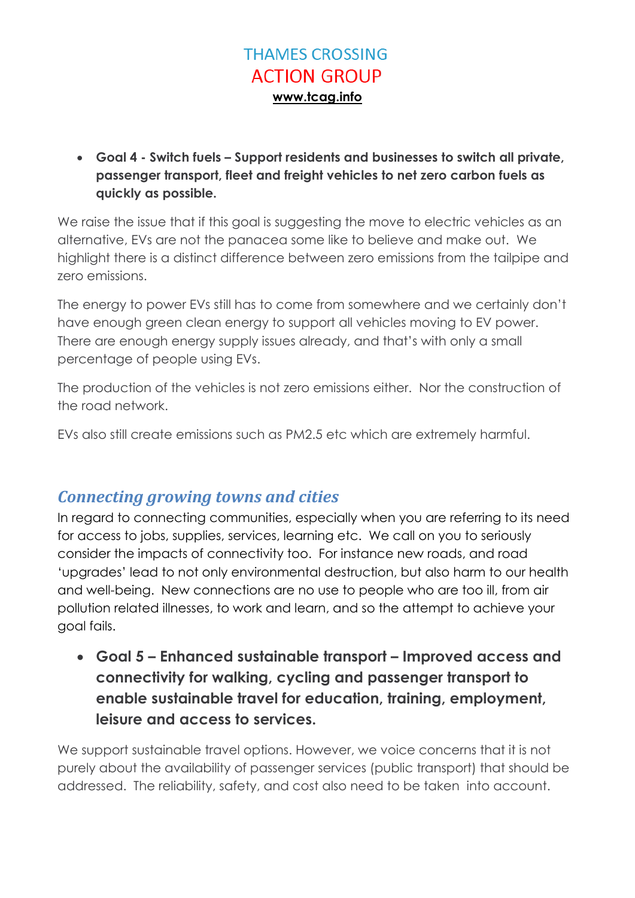- **Goal 4 - Switch fuels – Support residents and businesses to switch all private, passenger transport, fleet and freight vehicles to net zero carbon fuels as quickly as possible.**

We raise the issue that if this goal is suggesting the move to electric vehicles as an alternative, EVs are not the panacea some like to believe and make out. We highlight there is a distinct difference between zero emissions from the tailpipe and zero emissions.

The energy to power EVs still has to come from somewhere and we certainly don't have enough green clean energy to support all vehicles moving to EV power. There are enough energy supply issues already, and that's with only a small percentage of people using EVs.

The production of the vehicles is not zero emissions either. Nor the construction of the road network.

EVs also still create emissions such as PM2.5 etc which are extremely harmful.

## *Connecting growing towns and cities*

In regard to connecting communities, especially when you are referring to its need for access to jobs, supplies, services, learning etc. We call on you to seriously consider the impacts of connectivity too. For instance new roads, and road 'upgrades' lead to not only environmental destruction, but also harm to our health and well-being. New connections are no use to people who are too ill, from air pollution related illnesses, to work and learn, and so the attempt to achieve your goal fails.

- **Goal 5 – Enhanced sustainable transport – Improved access and connectivity for walking, cycling and passenger transport to enable sustainable travel for education, training, employment, leisure and access to services.**

We support sustainable travel options. However, we voice concerns that it is not purely about the availability of passenger services (public transport) that should be addressed. The reliability, safety, and cost also need to be taken into account.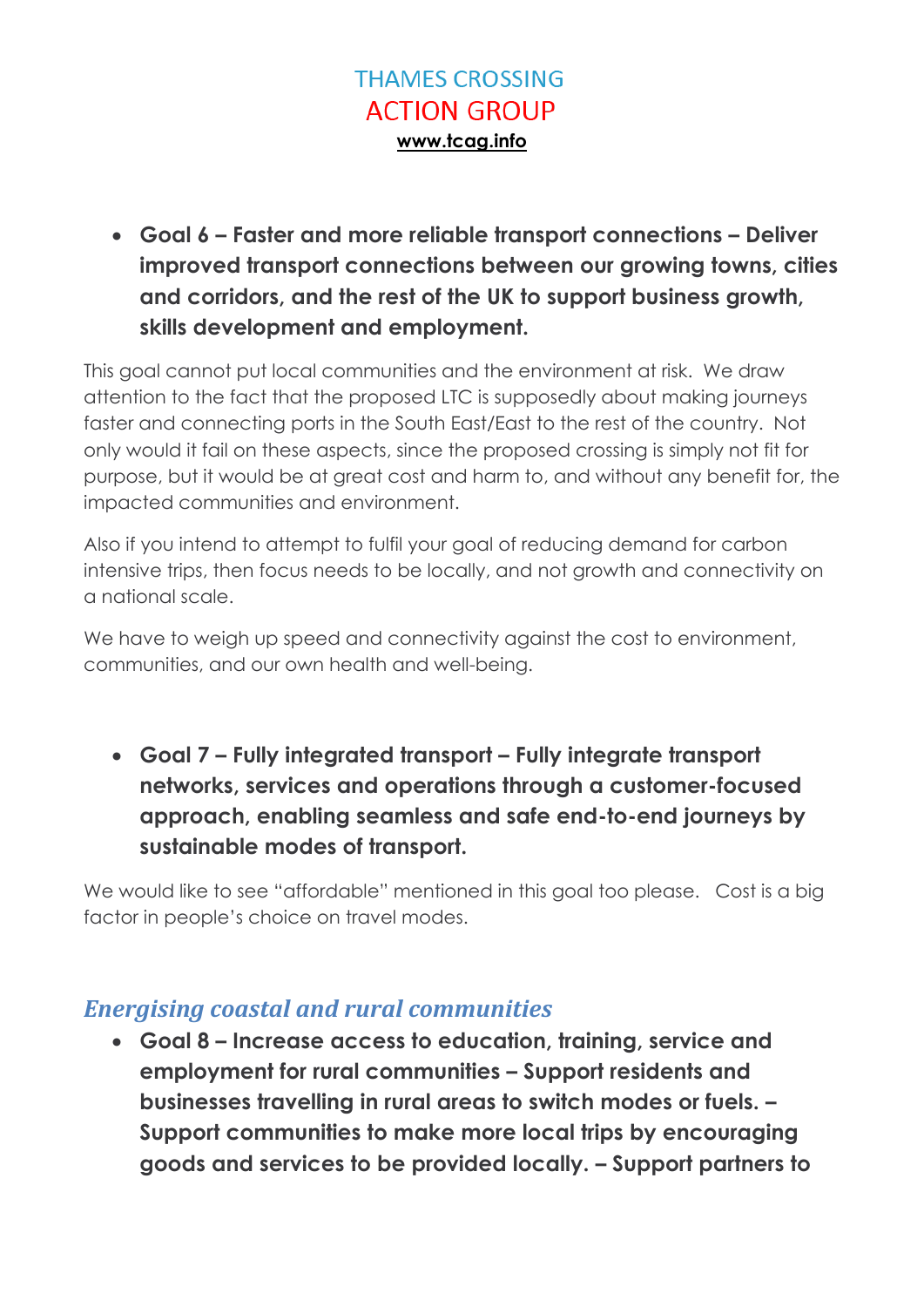- **Goal 6 – Faster and more reliable transport connections – Deliver improved transport connections between our growing towns, cities and corridors, and the rest of the UK to support business growth, skills development and employment.**

This goal cannot put local communities and the environment at risk. We draw attention to the fact that the proposed LTC is supposedly about making journeys faster and connecting ports in the South East/East to the rest of the country. Not only would it fail on these aspects, since the proposed crossing is simply not fit for purpose, but it would be at great cost and harm to, and without any benefit for, the impacted communities and environment.

Also if you intend to attempt to fulfil your goal of reducing demand for carbon intensive trips, then focus needs to be locally, and not growth and connectivity on a national scale.

We have to weigh up speed and connectivity against the cost to environment, communities, and our own health and well-being.

- **Goal 7 – Fully integrated transport – Fully integrate transport networks, services and operations through a customer-focused approach, enabling seamless and safe end-to-end journeys by sustainable modes of transport.**

We would like to see "affordable" mentioned in this goal too please. Cost is a big factor in people's choice on travel modes.

## *Energising coastal and rural communities*

- **Goal 8 – Increase access to education, training, service and employment for rural communities – Support residents and businesses travelling in rural areas to switch modes or fuels. – Support communities to make more local trips by encouraging goods and services to be provided locally. – Support partners to**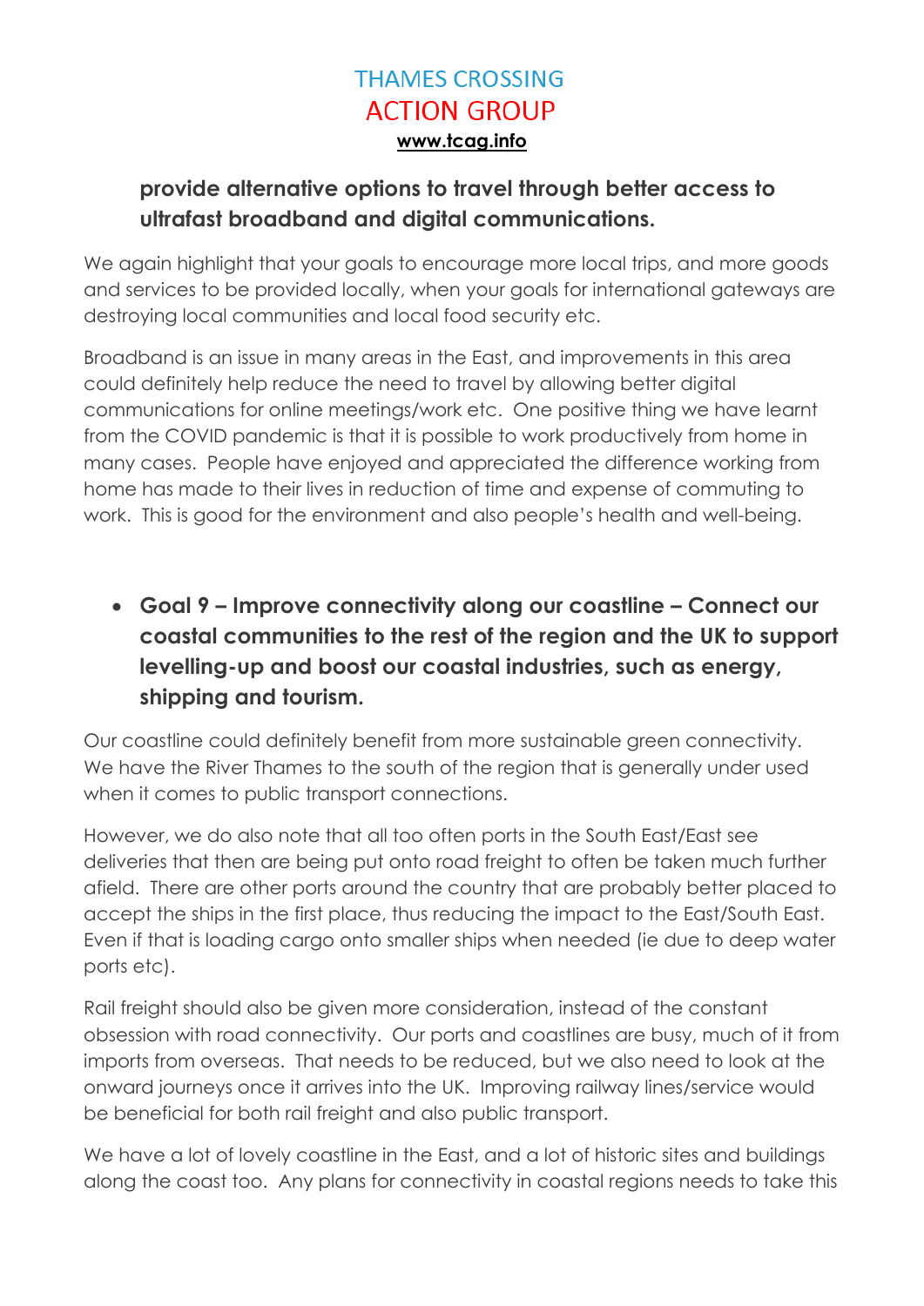**provide alternative options to travel through better access to ultrafast broadband and digital communications.**

We again highlight that your goals to encourage more local trips, and more goods and services to be provided locally, when your goals for international gateways are destroying local communities and local food security etc.

Broadband is an issue in many areas in the East, and improvements in this area could definitely help reduce the need to travel by allowing better digital communications for online meetings/work etc. One positive thing we have learnt from the COVID pandemic is that it is possible to work productively from home in many cases. People have enjoyed and appreciated the difference working from home has made to their lives in reduction of time and expense of commuting to work. This is good for the environment and also people's health and well-being.

- **Goal 9 – Improve connectivity along our coastline – Connect our coastal communities to the rest of the region and the UK to support levelling-up and boost our coastal industries, such as energy, shipping and tourism.**

Our coastline could definitely benefit from more sustainable green connectivity. We have the River Thames to the south of the region that is generally under used when it comes to public transport connections.

However, we do also note that all too often ports in the South East/East see deliveries that then are being put onto road freight to often be taken much further afield. There are other ports around the country that are probably better placed to accept the ships in the first place, thus reducing the impact to the East/South East. Even if that is loading cargo onto smaller ships when needed (ie due to deep water ports etc).

Rail freight should also be given more consideration, instead of the constant obsession with road connectivity. Our ports and coastlines are busy, much of it from imports from overseas. That needs to be reduced, but we also need to look at the onward journeys once it arrives into the UK. Improving railway lines/service would be beneficial for both rail freight and also public transport.

We have a lot of lovely coastline in the East, and a lot of historic sites and buildings along the coast too. Any plans for connectivity in coastal regions needs to take this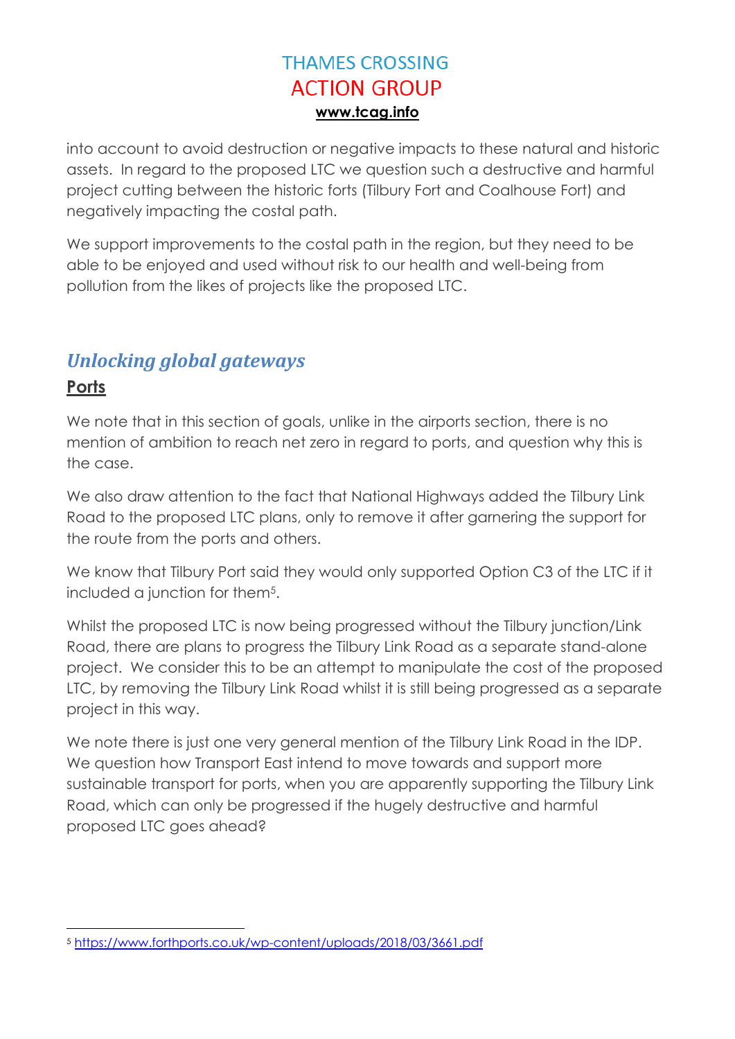into account to avoid destruction or negative impacts to these natural and historic assets. In regard to the proposed LTC we question such a destructive and harmful project cutting between the historic forts (Tilbury Fort and Coalhouse Fort) and negatively impacting the costal path.

We support improvements to the costal path in the region, but they need to be able to be enjoyed and used without risk to our health and well-being from pollution from the likes of projects like the proposed LTC.

## *Unlocking global gateways*

### Ports

We note that in this section of goals, unlike in the airports section, there is no mention of ambition to reach net zero in regard to ports, and question why this is the case.

We also draw attention to the fact that National Highways added the Tilbury Link Road to the proposed LTC plans, only to remove it after garnering the support for the route from the ports and others.

We know that Tilbury Port said they would only supported Option C3 of the LTC if it included a junction for them[5].

Whilst the proposed LTC is now being progressed without the Tilbury junction/Link Road, there are plans to progress the Tilbury Link Road as a separate stand-alone project. We consider this to be an attempt to manipulate the cost of the proposed LTC, by removing the Tilbury Link Road whilst it is still being progressed as a separate project in this way.

We note there is just one very general mention of the Tilbury Link Road in the IDP. We question how Transport East intend to move towards and support more sustainable transport for ports, when you are apparently supporting the Tilbury Link Road, which can only be progressed if the hugely destructive and harmful proposed LTC goes ahead?

---

[5] https://www.forthports.co.uk/wp-content/uploads/2018/03/3661.pdf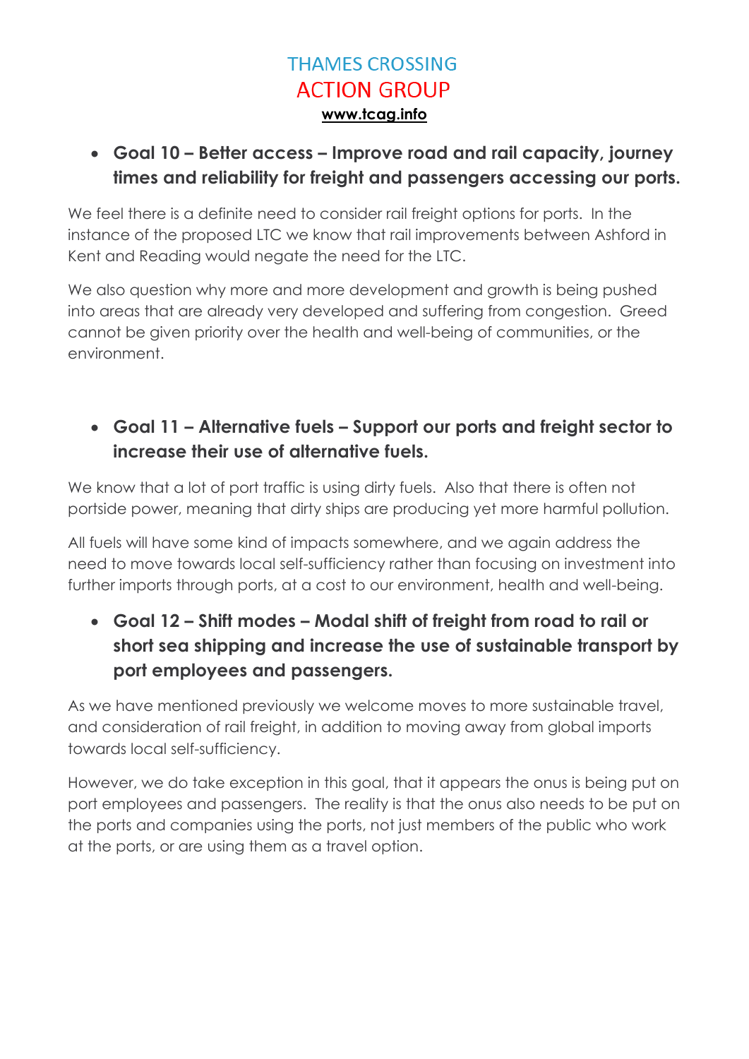- **Goal 10 – Better access – Improve road and rail capacity, journey times and reliability for freight and passengers accessing our ports.**

We feel there is a definite need to consider rail freight options for ports. In the instance of the proposed LTC we know that rail improvements between Ashford in Kent and Reading would negate the need for the LTC.

We also question why more and more development and growth is being pushed into areas that are already very developed and suffering from congestion. Greed cannot be given priority over the health and well-being of communities, or the environment.

- **Goal 11 – Alternative fuels – Support our ports and freight sector to increase their use of alternative fuels.**

We know that a lot of port traffic is using dirty fuels. Also that there is often not portside power, meaning that dirty ships are producing yet more harmful pollution.

All fuels will have some kind of impacts somewhere, and we again address the need to move towards local self-sufficiency rather than focusing on investment into further imports through ports, at a cost to our environment, health and well-being.

- **Goal 12 – Shift modes – Modal shift of freight from road to rail or short sea shipping and increase the use of sustainable transport by port employees and passengers.**

As we have mentioned previously we welcome moves to more sustainable travel, and consideration of rail freight, in addition to moving away from global imports towards local self-sufficiency.

However, we do take exception in this goal, that it appears the onus is being put on port employees and passengers. The reality is that the onus also needs to be put on the ports and companies using the ports, not just members of the public who work at the ports, or are using them as a travel option.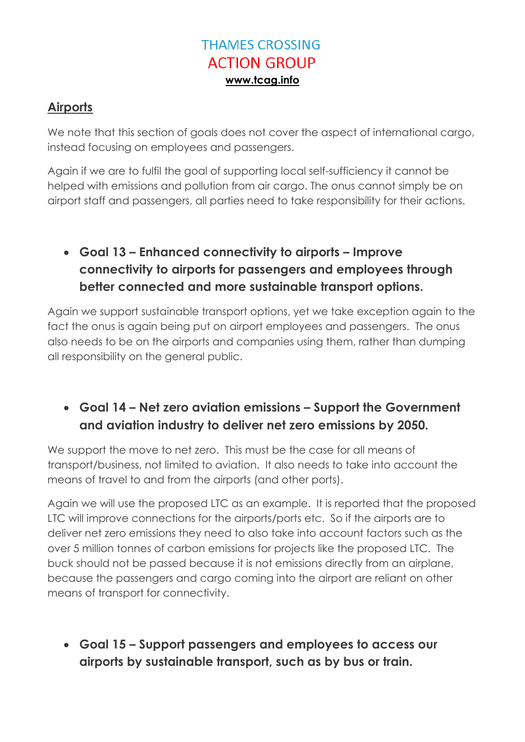## Airports

We note that this section of goals does not cover the aspect of international cargo, instead focusing on employees and passengers.

Again if we are to fulfil the goal of supporting local self-sufficiency it cannot be helped with emissions and pollution from air cargo. The onus cannot simply be on airport staff and passengers, all parties need to take responsibility for their actions.

- **Goal 13 – Enhanced connectivity to airports – Improve connectivity to airports for passengers and employees through better connected and more sustainable transport options.**

Again we support sustainable transport options, yet we take exception again to the fact the onus is again being put on airport employees and passengers. The onus also needs to be on the airports and companies using them, rather than dumping all responsibility on the general public.

- **Goal 14 – Net zero aviation emissions – Support the Government and aviation industry to deliver net zero emissions by 2050.**

We support the move to net zero. This must be the case for all means of transport/business, not limited to aviation. It also needs to take into account the means of travel to and from the airports (and other ports).

Again we will use the proposed LTC as an example. It is reported that the proposed LTC will improve connections for the airports/ports etc. So if the airports are to deliver net zero emissions they need to also take into account factors such as the over 5 million tonnes of carbon emissions for projects like the proposed LTC. The buck should not be passed because it is not emissions directly from an airplane, because the passengers and cargo coming into the airport are reliant on other means of transport for connectivity.

- **Goal 15 – Support passengers and employees to access our airports by sustainable transport, such as by bus or train.**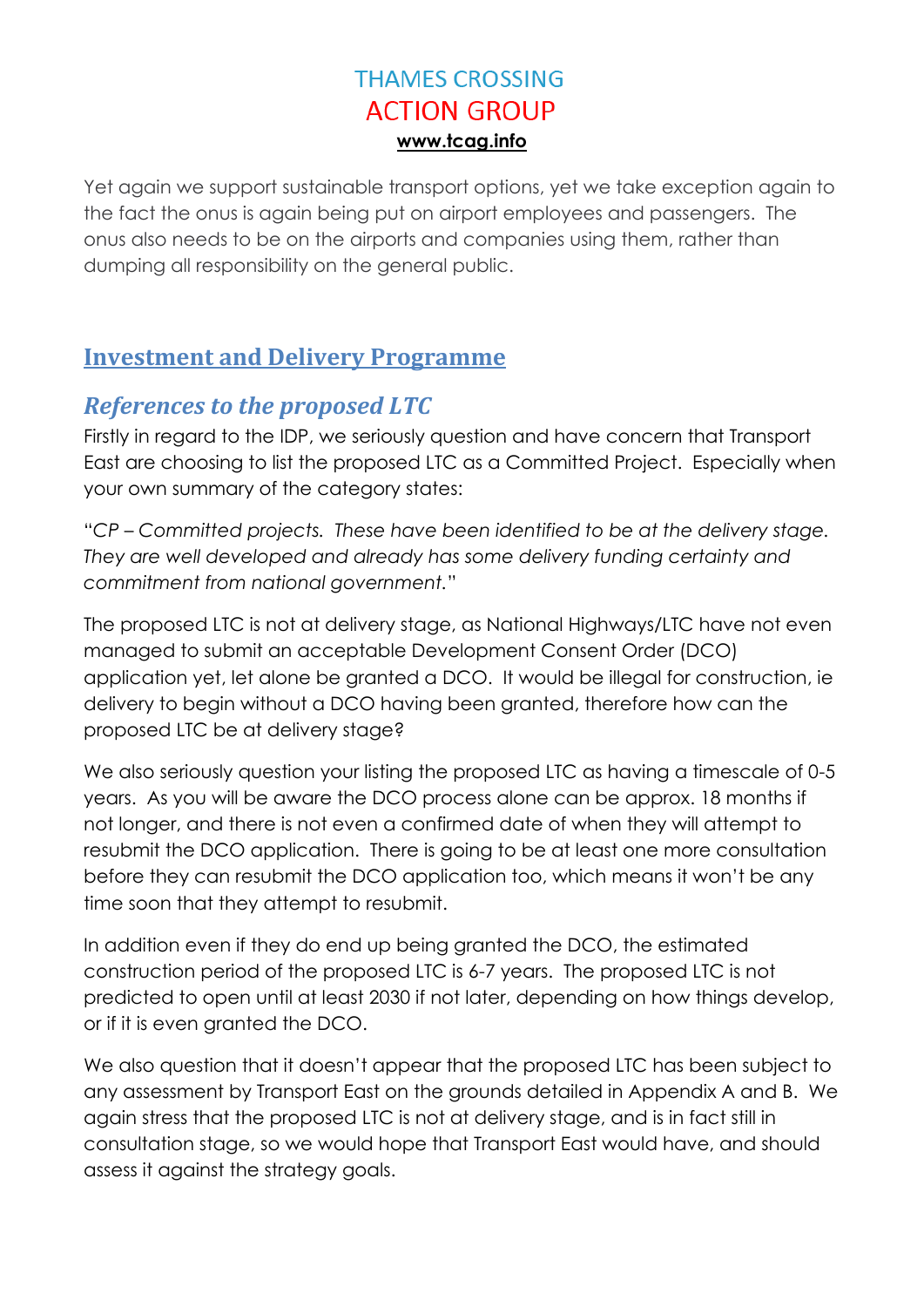Yet again we support sustainable transport options, yet we take exception again to the fact the onus is again being put on airport employees and passengers. The onus also needs to be on the airports and companies using them, rather than dumping all responsibility on the general public.

## Investment and Delivery Programme

### *References to the proposed LTC*

Firstly in regard to the IDP, we seriously question and have concern that Transport East are choosing to list the proposed LTC as a Committed Project. Especially when your own summary of the category states:

"*CP – Committed projects. These have been identified to be at the delivery stage. They are well developed and already has some delivery funding certainty and commitment from national government.*"

The proposed LTC is not at delivery stage, as National Highways/LTC have not even managed to submit an acceptable Development Consent Order (DCO) application yet, let alone be granted a DCO. It would be illegal for construction, ie delivery to begin without a DCO having been granted, therefore how can the proposed LTC be at delivery stage?

We also seriously question your listing the proposed LTC as having a timescale of 0-5 years. As you will be aware the DCO process alone can be approx. 18 months if not longer, and there is not even a confirmed date of when they will attempt to resubmit the DCO application. There is going to be at least one more consultation before they can resubmit the DCO application too, which means it won't be any time soon that they attempt to resubmit.

In addition even if they do end up being granted the DCO, the estimated construction period of the proposed LTC is 6-7 years. The proposed LTC is not predicted to open until at least 2030 if not later, depending on how things develop, or if it is even granted the DCO.

We also question that it doesn't appear that the proposed LTC has been subject to any assessment by Transport East on the grounds detailed in Appendix A and B. We again stress that the proposed LTC is not at delivery stage, and is in fact still in consultation stage, so we would hope that Transport East would have, and should assess it against the strategy goals.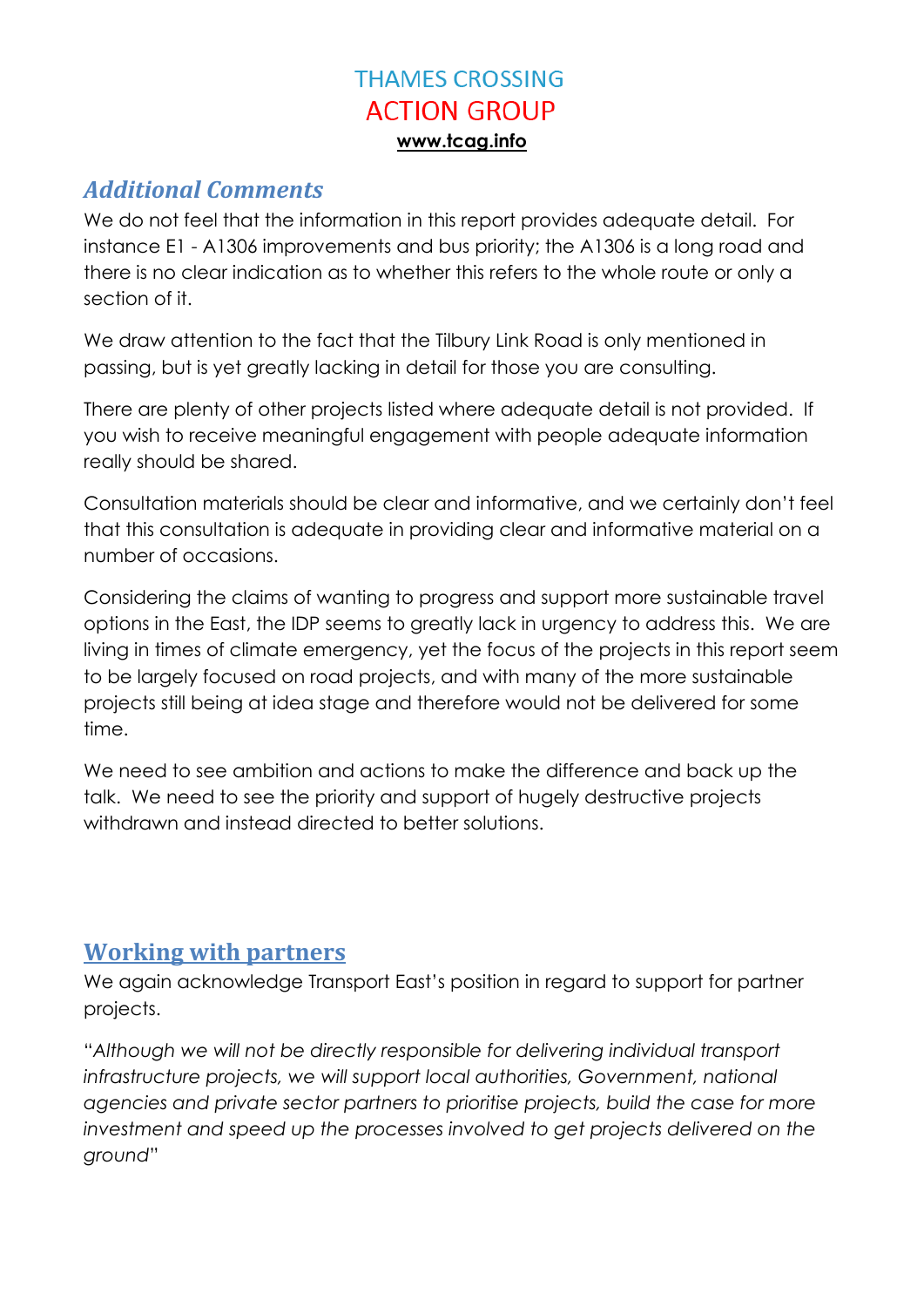THAMES CROSSING
ACTION GROUP
**www.tcag.info**

## *Additional Comments*

We do not feel that the information in this report provides adequate detail. For instance E1 - A1306 improvements and bus priority; the A1306 is a long road and there is no clear indication as to whether this refers to the whole route or only a section of it.

We draw attention to the fact that the Tilbury Link Road is only mentioned in passing, but is yet greatly lacking in detail for those you are consulting.

There are plenty of other projects listed where adequate detail is not provided. If you wish to receive meaningful engagement with people adequate information really should be shared.

Consultation materials should be clear and informative, and we certainly don't feel that this consultation is adequate in providing clear and informative material on a number of occasions.

Considering the claims of wanting to progress and support more sustainable travel options in the East, the IDP seems to greatly lack in urgency to address this. We are living in times of climate emergency, yet the focus of the projects in this report seem to be largely focused on road projects, and with many of the more sustainable projects still being at idea stage and therefore would not be delivered for some time.

We need to see ambition and actions to make the difference and back up the talk. We need to see the priority and support of hugely destructive projects withdrawn and instead directed to better solutions.

## Working with partners

We again acknowledge Transport East's position in regard to support for partner projects.

"*Although we will not be directly responsible for delivering individual transport infrastructure projects, we will support local authorities, Government, national agencies and private sector partners to prioritise projects, build the case for more investment and speed up the processes involved to get projects delivered on the ground*"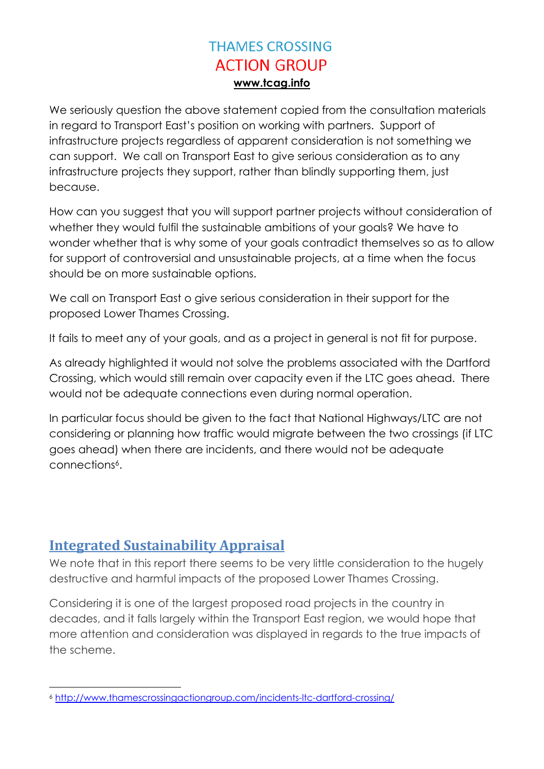We seriously question the above statement copied from the consultation materials in regard to Transport East's position on working with partners. Support of infrastructure projects regardless of apparent consideration is not something we can support. We call on Transport East to give serious consideration as to any infrastructure projects they support, rather than blindly supporting them, just because.

How can you suggest that you will support partner projects without consideration of whether they would fulfil the sustainable ambitions of your goals? We have to wonder whether that is why some of your goals contradict themselves so as to allow for support of controversial and unsustainable projects, at a time when the focus should be on more sustainable options.

We call on Transport East o give serious consideration in their support for the proposed Lower Thames Crossing.

It fails to meet any of your goals, and as a project in general is not fit for purpose.

As already highlighted it would not solve the problems associated with the Dartford Crossing, which would still remain over capacity even if the LTC goes ahead. There would not be adequate connections even during normal operation.

In particular focus should be given to the fact that National Highways/LTC are not considering or planning how traffic would migrate between the two crossings (if LTC goes ahead) when there are incidents, and there would not be adequate connections[6].

## Integrated Sustainability Appraisal

We note that in this report there seems to be very little consideration to the hugely destructive and harmful impacts of the proposed Lower Thames Crossing.

Considering it is one of the largest proposed road projects in the country in decades, and it falls largely within the Transport East region, we would hope that more attention and consideration was displayed in regards to the true impacts of the scheme.

---

[6] http://www.thamescrossingactiongroup.com/incidents-ltc-dartford-crossing/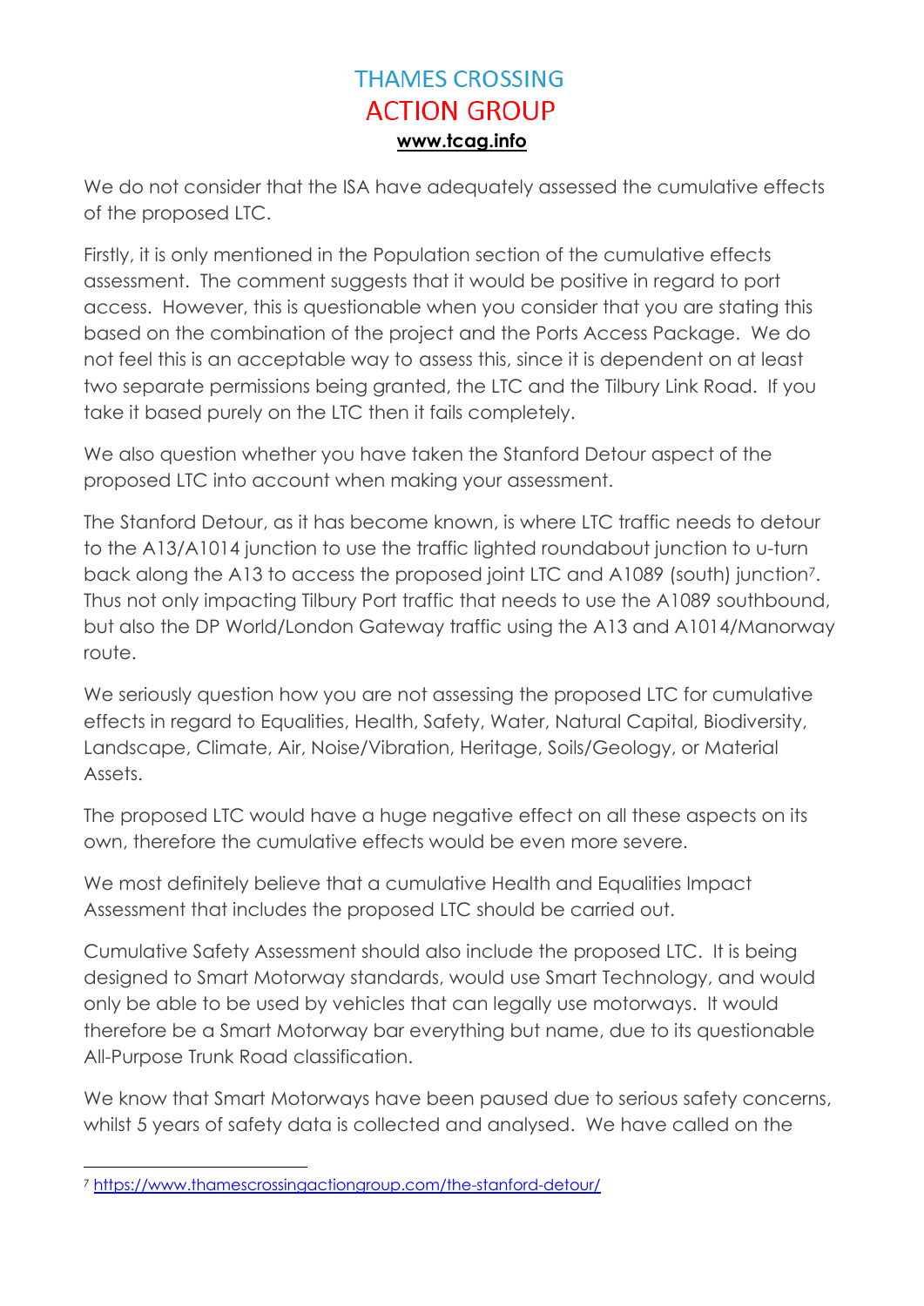We do not consider that the ISA have adequately assessed the cumulative effects of the proposed LTC.

Firstly, it is only mentioned in the Population section of the cumulative effects assessment. The comment suggests that it would be positive in regard to port access. However, this is questionable when you consider that you are stating this based on the combination of the project and the Ports Access Package. We do not feel this is an acceptable way to assess this, since it is dependent on at least two separate permissions being granted, the LTC and the Tilbury Link Road. If you take it based purely on the LTC then it fails completely.

We also question whether you have taken the Stanford Detour aspect of the proposed LTC into account when making your assessment.

The Stanford Detour, as it has become known, is where LTC traffic needs to detour to the A13/A1014 junction to use the traffic lighted roundabout junction to u-turn back along the A13 to access the proposed joint LTC and A1089 (south) junction[7]. Thus not only impacting Tilbury Port traffic that needs to use the A1089 southbound, but also the DP World/London Gateway traffic using the A13 and A1014/Manorway route.

We seriously question how you are not assessing the proposed LTC for cumulative effects in regard to Equalities, Health, Safety, Water, Natural Capital, Biodiversity, Landscape, Climate, Air, Noise/Vibration, Heritage, Soils/Geology, or Material Assets.

The proposed LTC would have a huge negative effect on all these aspects on its own, therefore the cumulative effects would be even more severe.

We most definitely believe that a cumulative Health and Equalities Impact Assessment that includes the proposed LTC should be carried out.

Cumulative Safety Assessment should also include the proposed LTC. It is being designed to Smart Motorway standards, would use Smart Technology, and would only be able to be used by vehicles that can legally use motorways. It would therefore be a Smart Motorway bar everything but name, due to its questionable All-Purpose Trunk Road classification.

We know that Smart Motorways have been paused due to serious safety concerns, whilst 5 years of safety data is collected and analysed. We have called on the

---

[7] https://www.thamescrossingactiongroup.com/the-stanford-detour/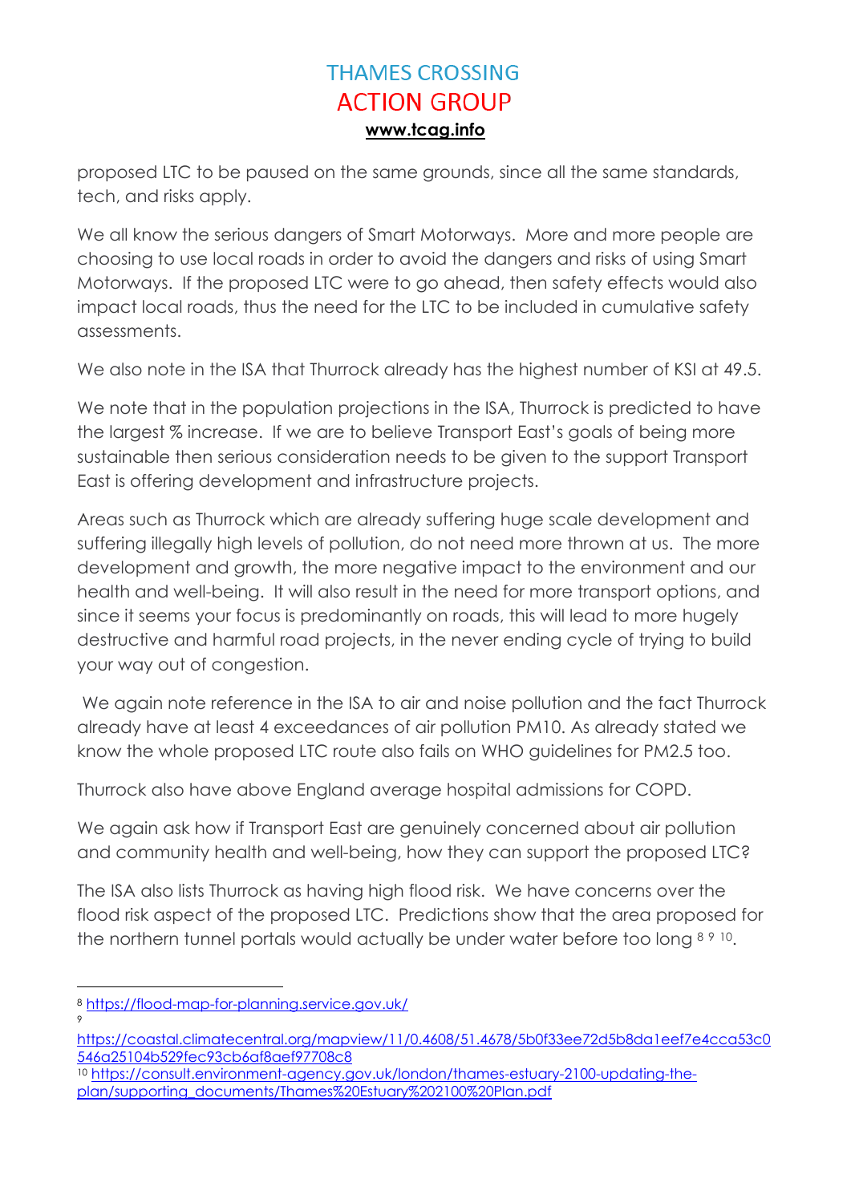proposed LTC to be paused on the same grounds, since all the same standards, tech, and risks apply.

We all know the serious dangers of Smart Motorways. More and more people are choosing to use local roads in order to avoid the dangers and risks of using Smart Motorways. If the proposed LTC were to go ahead, then safety effects would also impact local roads, thus the need for the LTC to be included in cumulative safety assessments.

We also note in the ISA that Thurrock already has the highest number of KSI at 49.5.

We note that in the population projections in the ISA, Thurrock is predicted to have the largest % increase. If we are to believe Transport East's goals of being more sustainable then serious consideration needs to be given to the support Transport East is offering development and infrastructure projects.

Areas such as Thurrock which are already suffering huge scale development and suffering illegally high levels of pollution, do not need more thrown at us. The more development and growth, the more negative impact to the environment and our health and well-being. It will also result in the need for more transport options, and since it seems your focus is predominantly on roads, this will lead to more hugely destructive and harmful road projects, in the never ending cycle of trying to build your way out of congestion.

We again note reference in the ISA to air and noise pollution and the fact Thurrock already have at least 4 exceedances of air pollution PM10. As already stated we know the whole proposed LTC route also fails on WHO guidelines for PM2.5 too.

Thurrock also have above England average hospital admissions for COPD.

We again ask how if Transport East are genuinely concerned about air pollution and community health and well-being, how they can support the proposed LTC?

The ISA also lists Thurrock as having high flood risk. We have concerns over the flood risk aspect of the proposed LTC. Predictions show that the area proposed for the northern tunnel portals would actually be under water before too long [8] [9] [10].

---

[8] https://flood-map-for-planning.service.gov.uk/

[9] https://coastal.climatecentral.org/mapview/11/0.4608/51.4678/5b0f33ee72d5b8da1eef7e4cca53c0546a25104b529fec93cb6af8aef97708c8

[10] https://consult.environment-agency.gov.uk/london/thames-estuary-2100-updating-the-plan/supporting_documents/Thames%20Estuary%202100%20Plan.pdf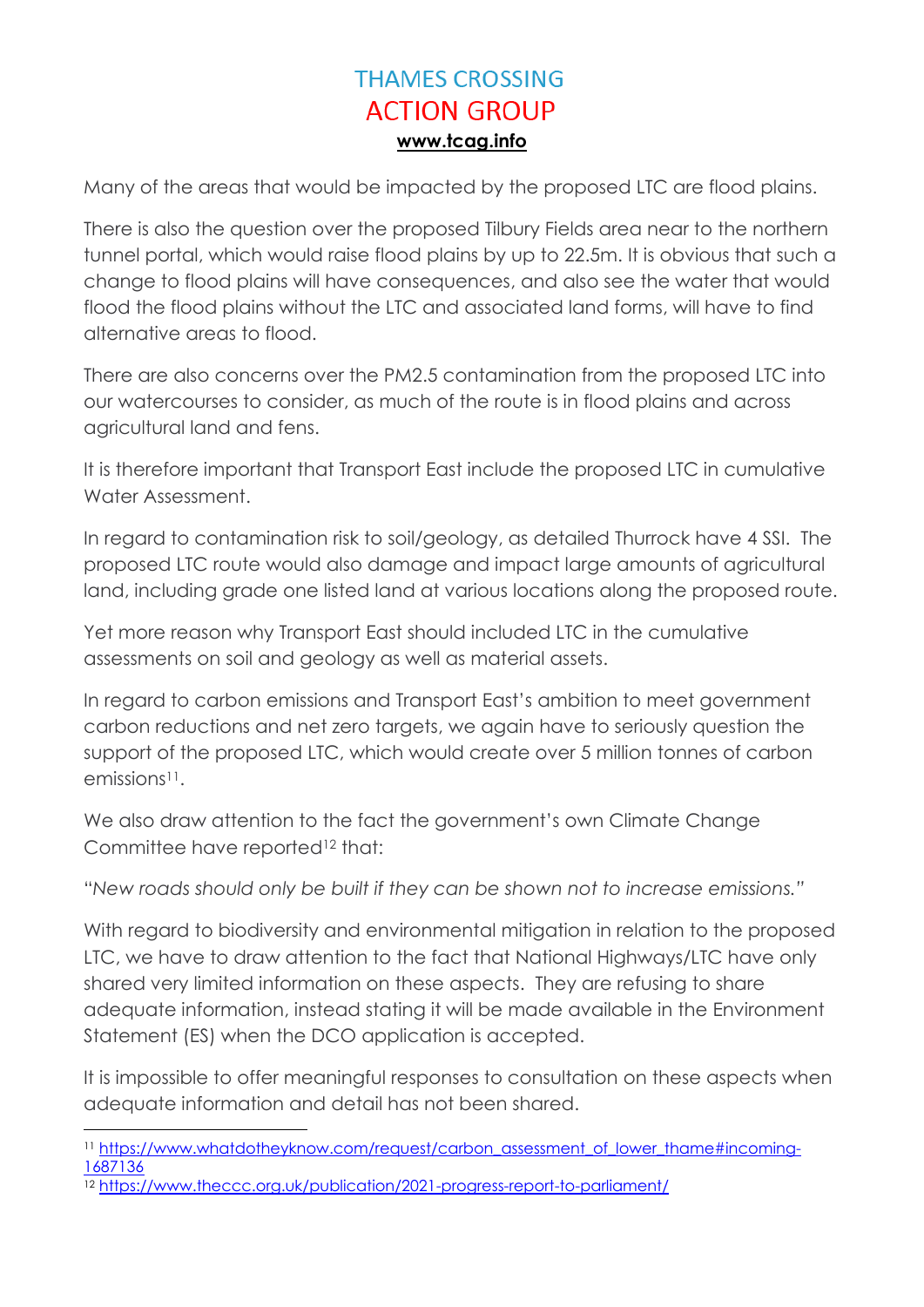Many of the areas that would be impacted by the proposed LTC are flood plains.

There is also the question over the proposed Tilbury Fields area near to the northern tunnel portal, which would raise flood plains by up to 22.5m. It is obvious that such a change to flood plains will have consequences, and also see the water that would flood the flood plains without the LTC and associated land forms, will have to find alternative areas to flood.

There are also concerns over the PM2.5 contamination from the proposed LTC into our watercourses to consider, as much of the route is in flood plains and across agricultural land and fens.

It is therefore important that Transport East include the proposed LTC in cumulative Water Assessment.

In regard to contamination risk to soil/geology, as detailed Thurrock have 4 SSI. The proposed LTC route would also damage and impact large amounts of agricultural land, including grade one listed land at various locations along the proposed route.

Yet more reason why Transport East should included LTC in the cumulative assessments on soil and geology as well as material assets.

In regard to carbon emissions and Transport East's ambition to meet government carbon reductions and net zero targets, we again have to seriously question the support of the proposed LTC, which would create over 5 million tonnes of carbon emissions[11].

We also draw attention to the fact the government's own Climate Change Committee have reported[12] that:

"*New roads should only be built if they can be shown not to increase emissions.*"

With regard to biodiversity and environmental mitigation in relation to the proposed LTC, we have to draw attention to the fact that National Highways/LTC have only shared very limited information on these aspects. They are refusing to share adequate information, instead stating it will be made available in the Environment Statement (ES) when the DCO application is accepted.

It is impossible to offer meaningful responses to consultation on these aspects when adequate information and detail has not been shared.

---

[11] https://www.whatdotheyknow.com/request/carbon_assessment_of_lower_thame#incoming-1687136

[12] https://www.theccc.org.uk/publication/2021-progress-report-to-parliament/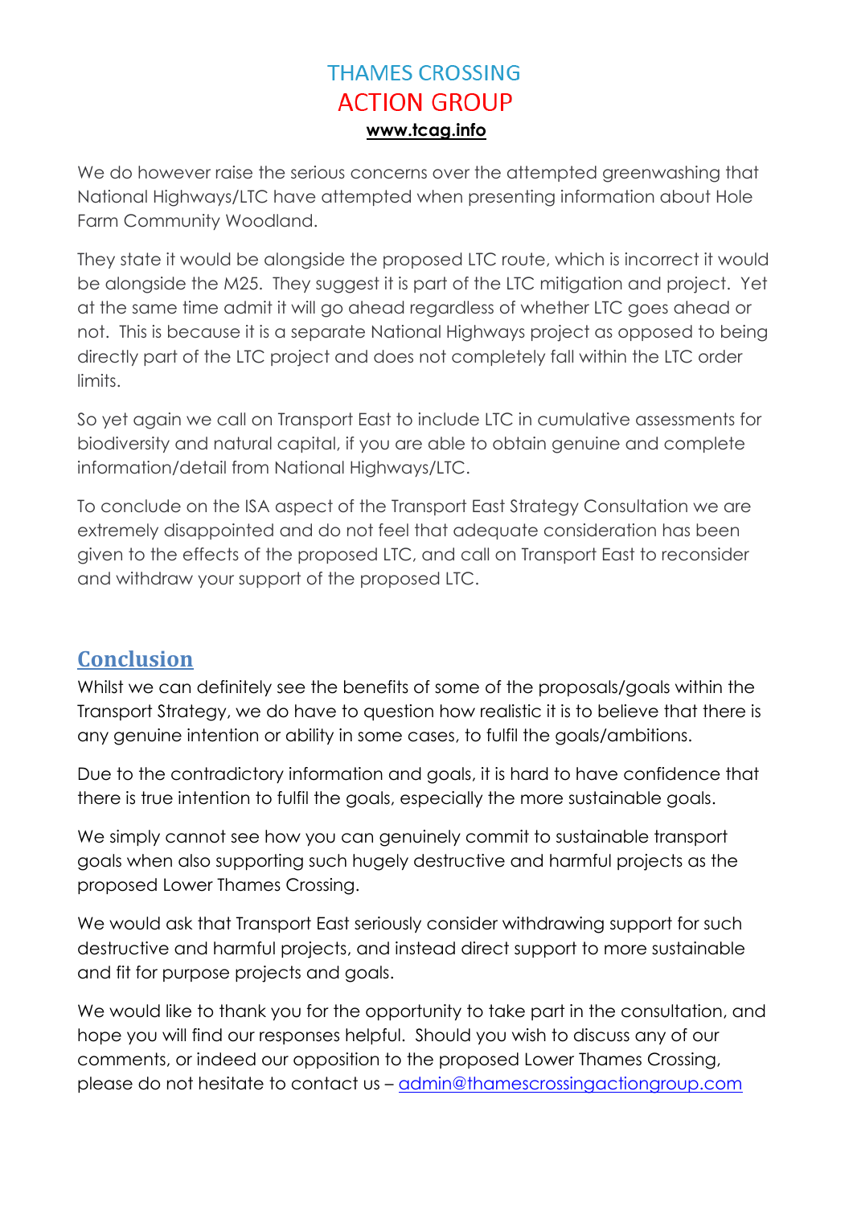We do however raise the serious concerns over the attempted greenwashing that National Highways/LTC have attempted when presenting information about Hole Farm Community Woodland.

They state it would be alongside the proposed LTC route, which is incorrect it would be alongside the M25. They suggest it is part of the LTC mitigation and project. Yet at the same time admit it will go ahead regardless of whether LTC goes ahead or not. This is because it is a separate National Highways project as opposed to being directly part of the LTC project and does not completely fall within the LTC order limits.

So yet again we call on Transport East to include LTC in cumulative assessments for biodiversity and natural capital, if you are able to obtain genuine and complete information/detail from National Highways/LTC.

To conclude on the ISA aspect of the Transport East Strategy Consultation we are extremely disappointed and do not feel that adequate consideration has been given to the effects of the proposed LTC, and call on Transport East to reconsider and withdraw your support of the proposed LTC.

## Conclusion

Whilst we can definitely see the benefits of some of the proposals/goals within the Transport Strategy, we do have to question how realistic it is to believe that there is any genuine intention or ability in some cases, to fulfil the goals/ambitions.

Due to the contradictory information and goals, it is hard to have confidence that there is true intention to fulfil the goals, especially the more sustainable goals.

We simply cannot see how you can genuinely commit to sustainable transport goals when also supporting such hugely destructive and harmful projects as the proposed Lower Thames Crossing.

We would ask that Transport East seriously consider withdrawing support for such destructive and harmful projects, and instead direct support to more sustainable and fit for purpose projects and goals.

We would like to thank you for the opportunity to take part in the consultation, and hope you will find our responses helpful. Should you wish to discuss any of our comments, or indeed our opposition to the proposed Lower Thames Crossing, please do not hesitate to contact us – admin@thamescrossingactiongroup.com